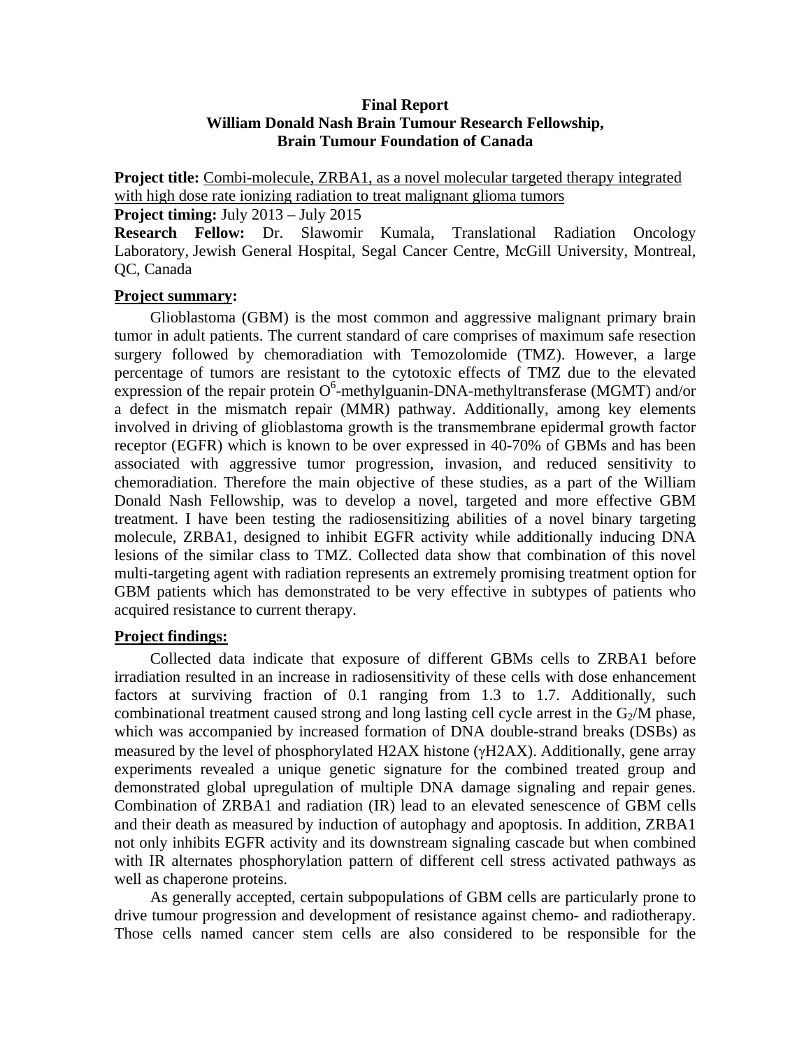**Final Report**
**William Donald Nash Brain Tumour Research Fellowship,**
**Brain Tumour Foundation of Canada**

**Project title:** Combi-molecule, ZRBA1, as a novel molecular targeted therapy integrated with high dose rate ionizing radiation to treat malignant glioma tumors

**Project timing:** July 2013 – July 2015

**Research Fellow:** Dr. Slawomir Kumala, Translational Radiation Oncology Laboratory, Jewish General Hospital, Segal Cancer Centre, McGill University, Montreal, QC, Canada

## Project summary:

Glioblastoma (GBM) is the most common and aggressive malignant primary brain tumor in adult patients. The current standard of care comprises of maximum safe resection surgery followed by chemoradiation with Temozolomide (TMZ). However, a large percentage of tumors are resistant to the cytotoxic effects of TMZ due to the elevated expression of the repair protein $O^6$-methylguanin-DNA-methyltransferase (MGMT) and/or a defect in the mismatch repair (MMR) pathway. Additionally, among key elements involved in driving of glioblastoma growth is the transmembrane epidermal growth factor receptor (EGFR) which is known to be over expressed in 40-70% of GBMs and has been associated with aggressive tumor progression, invasion, and reduced sensitivity to chemoradiation. Therefore the main objective of these studies, as a part of the William Donald Nash Fellowship, was to develop a novel, targeted and more effective GBM treatment. I have been testing the radiosensitizing abilities of a novel binary targeting molecule, ZRBA1, designed to inhibit EGFR activity while additionally inducing DNA lesions of the similar class to TMZ. Collected data show that combination of this novel multi-targeting agent with radiation represents an extremely promising treatment option for GBM patients which has demonstrated to be very effective in subtypes of patients who acquired resistance to current therapy.

## Project findings:

Collected data indicate that exposure of different GBMs cells to ZRBA1 before irradiation resulted in an increase in radiosensitivity of these cells with dose enhancement factors at surviving fraction of 0.1 ranging from 1.3 to 1.7. Additionally, such combinational treatment caused strong and long lasting cell cycle arrest in the $G_2$/M phase, which was accompanied by increased formation of DNA double-strand breaks (DSBs) as measured by the level of phosphorylated H2AX histone (γH2AX). Additionally, gene array experiments revealed a unique genetic signature for the combined treated group and demonstrated global upregulation of multiple DNA damage signaling and repair genes. Combination of ZRBA1 and radiation (IR) lead to an elevated senescence of GBM cells and their death as measured by induction of autophagy and apoptosis. In addition, ZRBA1 not only inhibits EGFR activity and its downstream signaling cascade but when combined with IR alternates phosphorylation pattern of different cell stress activated pathways as well as chaperone proteins.

As generally accepted, certain subpopulations of GBM cells are particularly prone to drive tumour progression and development of resistance against chemo- and radiotherapy. Those cells named cancer stem cells are also considered to be responsible for the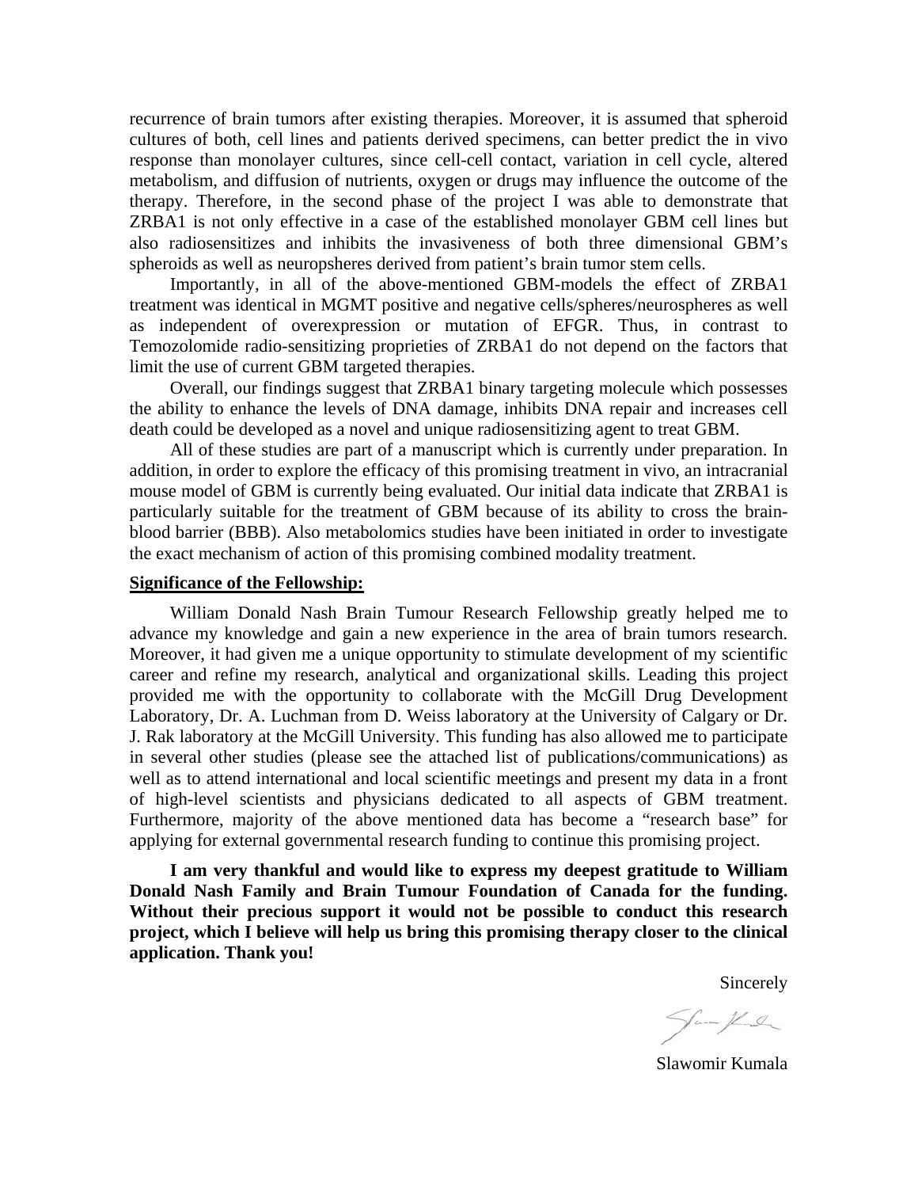recurrence of brain tumors after existing therapies. Moreover, it is assumed that spheroid cultures of both, cell lines and patients derived specimens, can better predict the in vivo response than monolayer cultures, since cell-cell contact, variation in cell cycle, altered metabolism, and diffusion of nutrients, oxygen or drugs may influence the outcome of the therapy. Therefore, in the second phase of the project I was able to demonstrate that ZRBA1 is not only effective in a case of the established monolayer GBM cell lines but also radiosensitizes and inhibits the invasiveness of both three dimensional GBM's spheroids as well as neuropsheres derived from patient's brain tumor stem cells.

Importantly, in all of the above-mentioned GBM-models the effect of ZRBA1 treatment was identical in MGMT positive and negative cells/spheres/neurospheres as well as independent of overexpression or mutation of EFGR. Thus, in contrast to Temozolomide radio-sensitizing proprieties of ZRBA1 do not depend on the factors that limit the use of current GBM targeted therapies.

Overall, our findings suggest that ZRBA1 binary targeting molecule which possesses the ability to enhance the levels of DNA damage, inhibits DNA repair and increases cell death could be developed as a novel and unique radiosensitizing agent to treat GBM.

All of these studies are part of a manuscript which is currently under preparation. In addition, in order to explore the efficacy of this promising treatment in vivo, an intracranial mouse model of GBM is currently being evaluated. Our initial data indicate that ZRBA1 is particularly suitable for the treatment of GBM because of its ability to cross the brain-blood barrier (BBB). Also metabolomics studies have been initiated in order to investigate the exact mechanism of action of this promising combined modality treatment.

**Significance of the Fellowship:**

William Donald Nash Brain Tumour Research Fellowship greatly helped me to advance my knowledge and gain a new experience in the area of brain tumors research. Moreover, it had given me a unique opportunity to stimulate development of my scientific career and refine my research, analytical and organizational skills. Leading this project provided me with the opportunity to collaborate with the McGill Drug Development Laboratory, Dr. A. Luchman from D. Weiss laboratory at the University of Calgary or Dr. J. Rak laboratory at the McGill University. This funding has also allowed me to participate in several other studies (please see the attached list of publications/communications) as well as to attend international and local scientific meetings and present my data in a front of high-level scientists and physicians dedicated to all aspects of GBM treatment. Furthermore, majority of the above mentioned data has become a "research base" for applying for external governmental research funding to continue this promising project.

**I am very thankful and would like to express my deepest gratitude to William Donald Nash Family and Brain Tumour Foundation of Canada for the funding. Without their precious support it would not be possible to conduct this research project, which I believe will help us bring this promising therapy closer to the clinical application. Thank you!**

Sincerely

Slawomir Kumala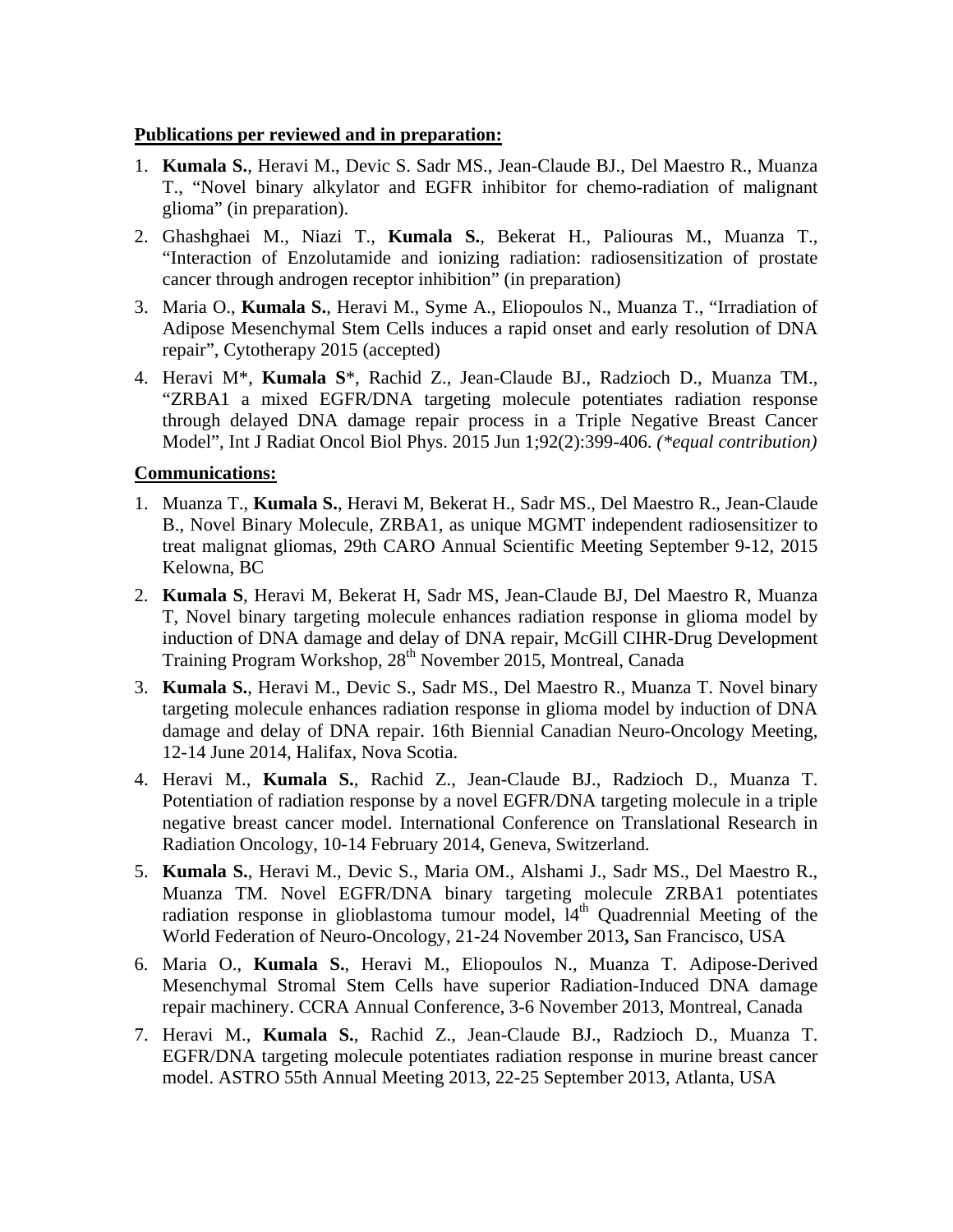**Publications per reviewed and in preparation:**

1. **Kumala S.**, Heravi M., Devic S. Sadr MS., Jean-Claude BJ., Del Maestro R., Muanza T., “Novel binary alkylator and EGFR inhibitor for chemo-radiation of malignant glioma” (in preparation).
2. Ghashghaei M., Niazi T., **Kumala S.**, Bekerat H., Paliouras M., Muanza T., “Interaction of Enzolutamide and ionizing radiation: radiosensitization of prostate cancer through androgen receptor inhibition” (in preparation)
3. Maria O., **Kumala S.**, Heravi M., Syme A., Eliopoulos N., Muanza T., “Irradiation of Adipose Mesenchymal Stem Cells induces a rapid onset and early resolution of DNA repair”, Cytotherapy 2015 (accepted)
4. Heravi M*, **Kumala S***, Rachid Z., Jean-Claude BJ., Radzioch D., Muanza TM., “ZRBA1 a mixed EGFR/DNA targeting molecule potentiates radiation response through delayed DNA damage repair process in a Triple Negative Breast Cancer Model”, Int J Radiat Oncol Biol Phys. 2015 Jun 1;92(2):399-406. *(*equal contribution)*

**Communications:**

1. Muanza T., **Kumala S.**, Heravi M, Bekerat H., Sadr MS., Del Maestro R., Jean-Claude B., Novel Binary Molecule, ZRBA1, as unique MGMT independent radiosensitizer to treat malignat gliomas, 29th CARO Annual Scientific Meeting September 9-12, 2015 Kelowna, BC
2. **Kumala S**, Heravi M, Bekerat H, Sadr MS, Jean-Claude BJ, Del Maestro R, Muanza T, Novel binary targeting molecule enhances radiation response in glioma model by induction of DNA damage and delay of DNA repair, McGill CIHR-Drug Development Training Program Workshop, 28th November 2015, Montreal, Canada
3. **Kumala S.**, Heravi M., Devic S., Sadr MS., Del Maestro R., Muanza T. Novel binary targeting molecule enhances radiation response in glioma model by induction of DNA damage and delay of DNA repair. 16th Biennial Canadian Neuro-Oncology Meeting, 12-14 June 2014, Halifax, Nova Scotia.
4. Heravi M., **Kumala S.**, Rachid Z., Jean-Claude BJ., Radzioch D., Muanza T. Potentiation of radiation response by a novel EGFR/DNA targeting molecule in a triple negative breast cancer model. International Conference on Translational Research in Radiation Oncology, 10-14 February 2014, Geneva, Switzerland.
5. **Kumala S.**, Heravi M., Devic S., Maria OM., Alshami J., Sadr MS., Del Maestro R., Muanza TM. Novel EGFR/DNA binary targeting molecule ZRBA1 potentiates radiation response in glioblastoma tumour model, 14th Quadrennial Meeting of the World Federation of Neuro-Oncology, 21-24 November 2013**,** San Francisco, USA
6. Maria O., **Kumala S.**, Heravi M., Eliopoulos N., Muanza T. Adipose-Derived Mesenchymal Stromal Stem Cells have superior Radiation-Induced DNA damage repair machinery. CCRA Annual Conference, 3-6 November 2013, Montreal, Canada
7. Heravi M., **Kumala S.**, Rachid Z., Jean-Claude BJ., Radzioch D., Muanza T. EGFR/DNA targeting molecule potentiates radiation response in murine breast cancer model. ASTRO 55th Annual Meeting 2013, 22-25 September 2013, Atlanta, USA